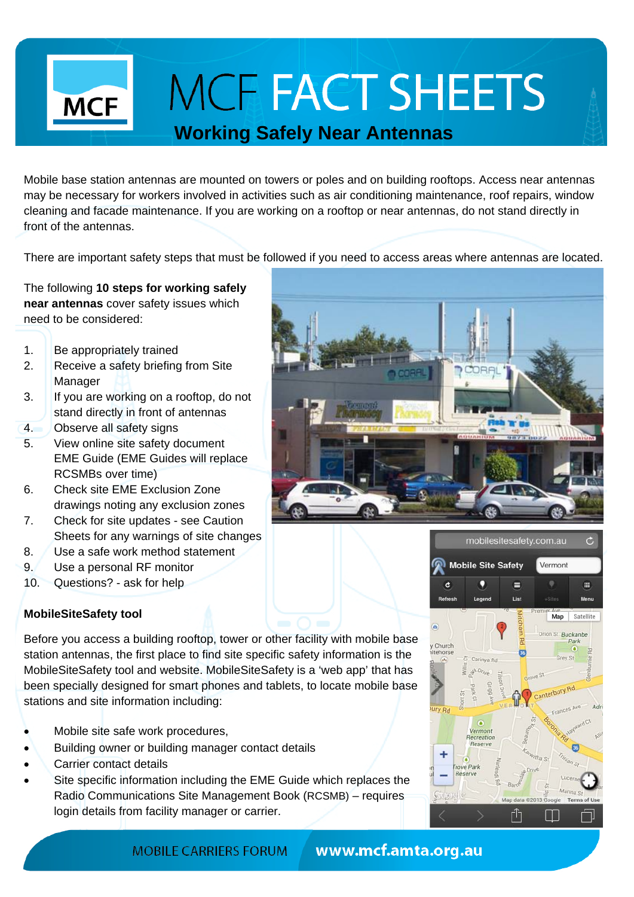# MCF FACT SHEETS

## Working Safely Near Antennas

Mobile base station antennas are mounted on towers or poles and on building rooftops. Access near antennas may be necessary for workers involved in activities such as air conditioning maintenance, roof repairs, window cleaning and facade maintenance. If you are working on a rooftop or near antennas, do not stand directly in front of the antennas.

There are important safety steps that must be followed if you need to access areas where antennas are located.

The following **10 steps for working safely near antennas** cover safety issues which need to be considered:

1. Be appropriately trained
2. Receive a safety briefing from Site Manager
3. If you are working on a rooftop, do not stand directly in front of antennas
4. Observe all safety signs
5. View online site safety document EME Guide (EME Guides will replace RCSMBs over time)
6. Check site EME Exclusion Zone drawings noting any exclusion zones
7. Check for site updates - see Caution Sheets for any warnings of site changes
8. Use a safe work method statement
9. Use a personal RF monitor
10. Questions? - ask for help

### MobileSiteSafety tool

Before you access a building rooftop, tower or other facility with mobile base station antennas, the first place to find site specific safety information is the MobileSiteSafety tool and website. MobileSiteSafety is a 'web app' that has been specially designed for smart phones and tablets, to locate mobile base stations and site information including:

- Mobile site safe work procedures,
- Building owner or building manager contact details
- Carrier contact details
- Site specific information including the EME Guide which replaces the Radio Communications Site Management Book (RCSMB) – requires login details from facility manager or carrier.

MOBILE CARRIERS FORUM **www.mcf.amta.org.au**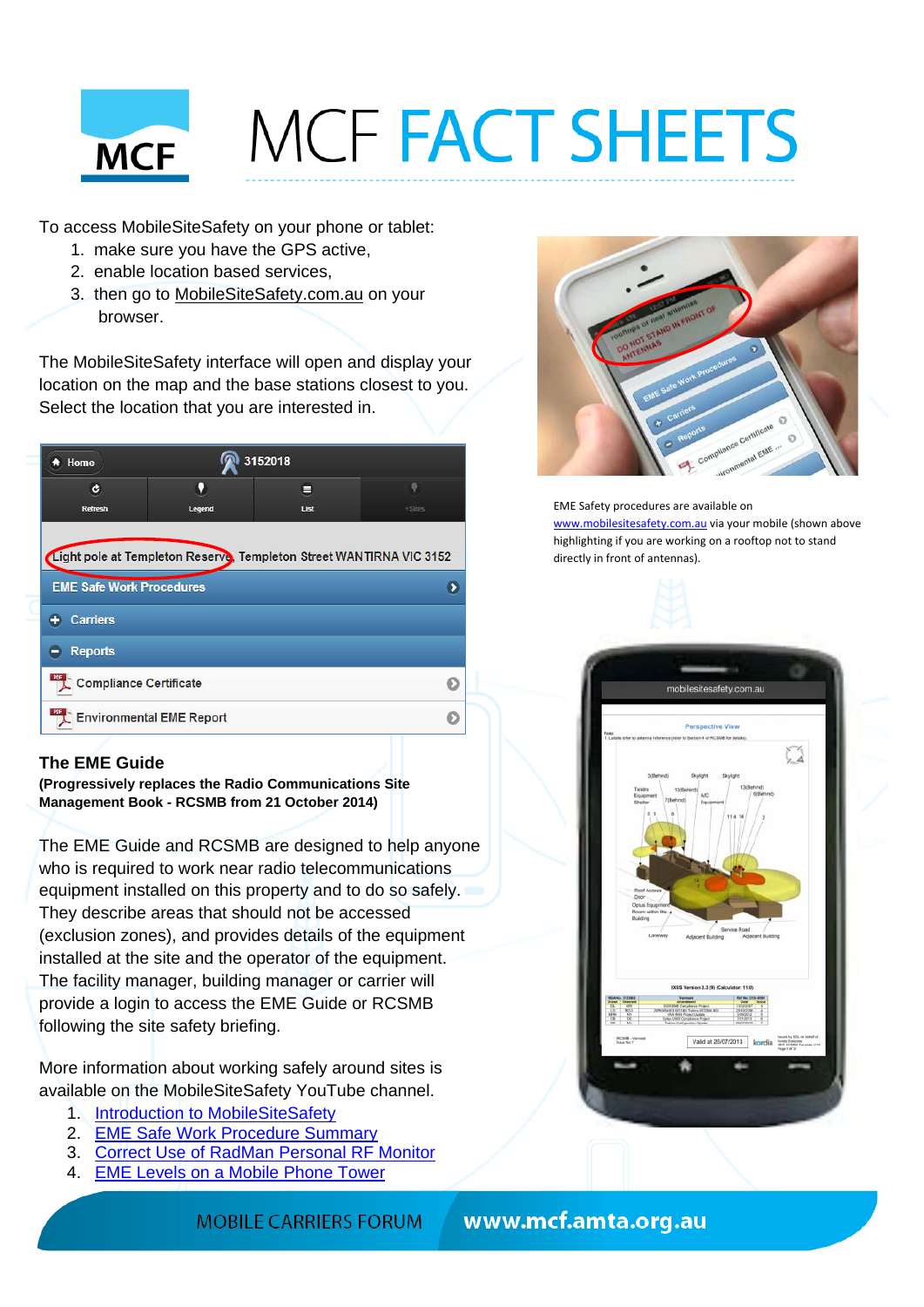# MCF FACT SHEETS

To access MobileSiteSafety on your phone or tablet:

1. make sure you have the GPS active,
2. enable location based services,
3. then go to MobileSiteSafety.com.au on your browser.

The MobileSiteSafety interface will open and display your location on the map and the base stations closest to you. Select the location that you are interested in.

EME Safety procedures are available on www.mobilesitesafety.com.au via your mobile (shown above highlighting if you are working on a rooftop not to stand directly in front of antennas).

### The EME Guide

**(Progressively replaces the Radio Communications Site Management Book - RCSMB from 21 October 2014)**

The EME Guide and RCSMB are designed to help anyone who is required to work near radio telecommunications equipment installed on this property and to do so safely. They describe areas that should not be accessed (exclusion zones), and provides details of the equipment installed at the site and the operator of the equipment. The facility manager, building manager or carrier will provide a login to access the EME Guide or RCSMB following the site safety briefing.

More information about working safely around sites is available on the MobileSiteSafety YouTube channel.

1. Introduction to MobileSiteSafety
2. EME Safe Work Procedure Summary
3. Correct Use of RadMan Personal RF Monitor
4. EME Levels on a Mobile Phone Tower

MOBILE CARRIERS FORUM www.mcf.amta.org.au